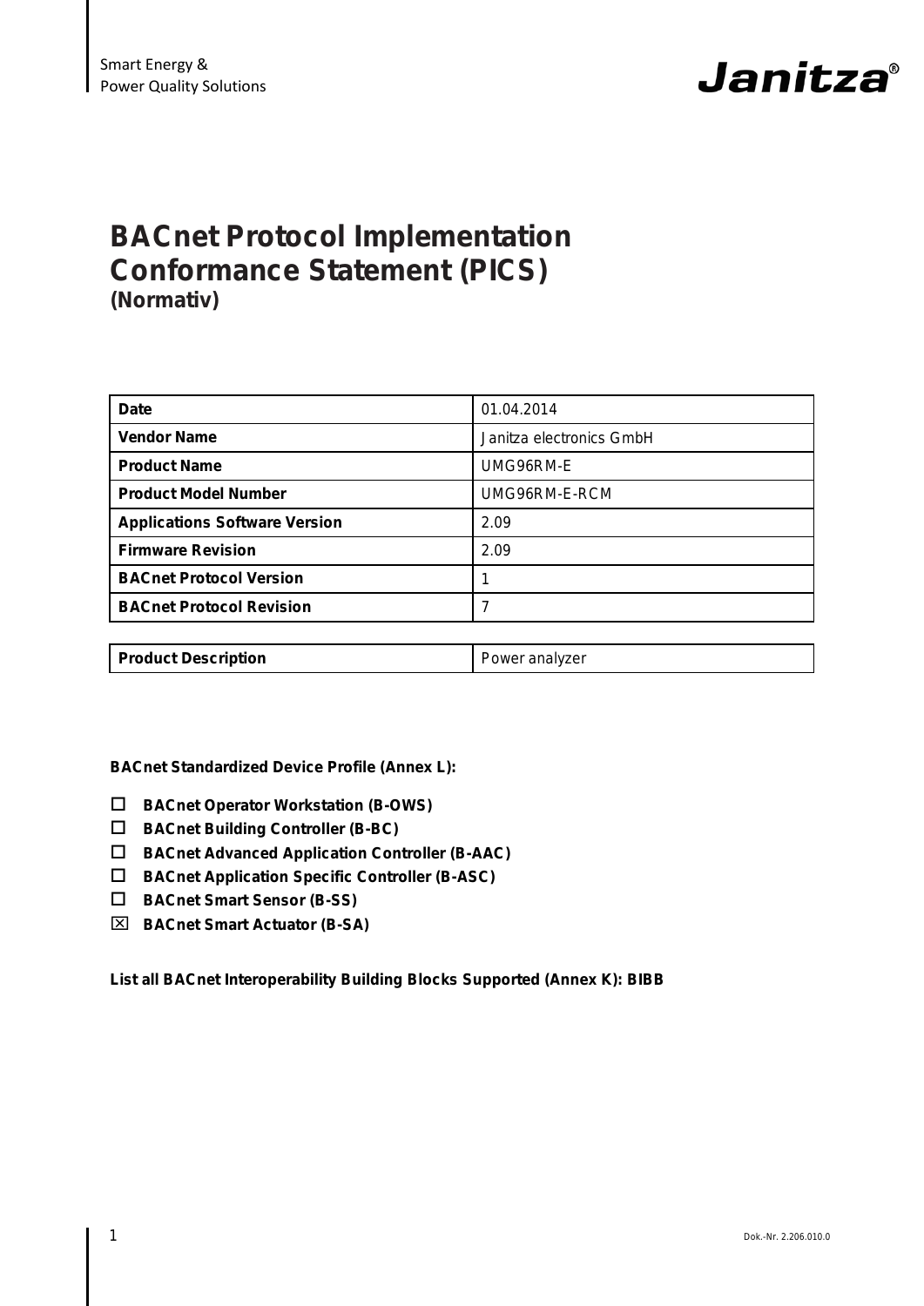Smart Energy &
Power Quality Solutions

Janitza®

# BACnet Protocol Implementation Conformance Statement (PICS)
**(Normativ)**

| | |
|---|---|
| **Date** | 01.04.2014 |
| **Vendor Name** | Janitza electronics GmbH |
| **Product Name** | UMG96RM-E |
| **Product Model Number** | UMG96RM-E-RCM |
| **Applications Software Version** | 2.09 |
| **Firmware Revision** | 2.09 |
| **BACnet Protocol Version** | 1 |
| **BACnet Protocol Revision** | 7 |

| | |
|---|---|
| **Product Description** | Power analyzer |

**BACnet Standardized Device Profile (Annex L):**

- ☐ **BACnet Operator Workstation (B-OWS)**
- ☐ **BACnet Building Controller (B-BC)**
- ☐ **BACnet Advanced Application Controller (B-AAC)**
- ☐ **BACnet Application Specific Controller (B-ASC)**
- ☐ **BACnet Smart Sensor (B-SS)**
- ☒ **BACnet Smart Actuator (B-SA)**

**List all BACnet Interoperability Building Blocks Supported (Annex K): BIBB**

Dok.-Nr. 2.206.010.0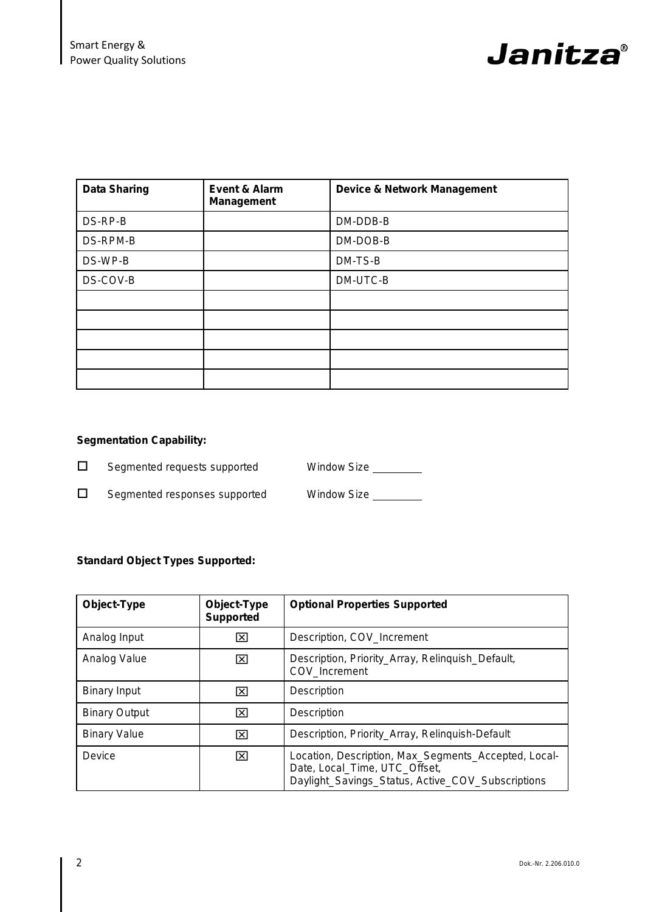| Data Sharing | Event & Alarm Management | Device & Network Management |
|---|---|---|
| DS-RP-B | | DM-DDB-B |
| DS-RPM-B | | DM-DOB-B |
| DS-WP-B | | DM-TS-B |
| DS-COV-B | | DM-UTC-B |
| | | |
| | | |
| | | |
| | | |
| | | |

**Segmentation Capability:**

☐ Segmented requests supported Window Size ________

☐ Segmented responses supported Window Size ________

**Standard Object Types Supported:**

| Object-Type | Object-Type Supported | Optional Properties Supported |
|---|---|---|
| Analog Input | ☒ | Description, COV_Increment |
| Analog Value | ☒ | Description, Priority_Array, Relinquish_Default, COV_Increment |
| Binary Input | ☒ | Description |
| Binary Output | ☒ | Description |
| Binary Value | ☒ | Description, Priority_Array, Relinquish-Default |
| Device | ☒ | Location, Description, Max_Segments_Accepted, Local-Date, Local_Time, UTC_Offset, Daylight_Savings_Status, Active_COV_Subscriptions |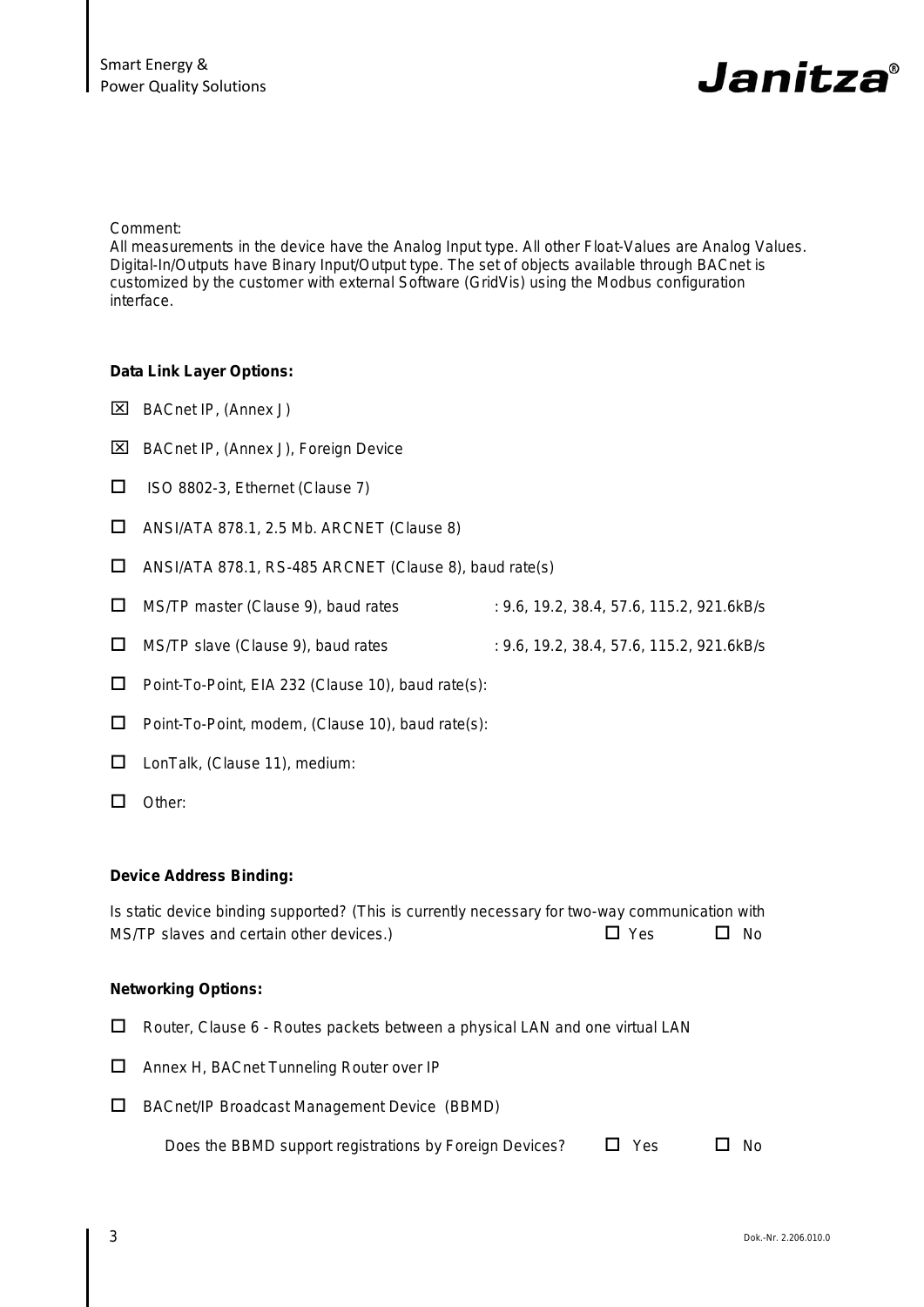Comment:
All measurements in the device have the Analog Input type. All other Float-Values are Analog Values. Digital-In/Outputs have Binary Input/Output type. The set of objects available through BACnet is customized by the customer with external Software (GridVis) using the Modbus configuration interface.

**Data Link Layer Options:**

☒ BACnet IP, (Annex J)

☒ BACnet IP, (Annex J), Foreign Device

☐ ISO 8802-3, Ethernet (Clause 7)

☐ ANSI/ATA 878.1, 2.5 Mb. ARCNET (Clause 8)

☐ ANSI/ATA 878.1, RS-485 ARCNET (Clause 8), baud rate(s)

☐ MS/TP master (Clause 9), baud rates : 9.6, 19.2, 38.4, 57.6, 115.2, 921.6kB/s

☐ MS/TP slave (Clause 9), baud rates : 9.6, 19.2, 38.4, 57.6, 115.2, 921.6kB/s

☐ Point-To-Point, EIA 232 (Clause 10), baud rate(s):

☐ Point-To-Point, modem, (Clause 10), baud rate(s):

☐ LonTalk, (Clause 11), medium:

☐ Other:

**Device Address Binding:**

Is static device binding supported? (This is currently necessary for two-way communication with MS/TP slaves and certain other devices.) ☐ Yes ☐ No

**Networking Options:**

☐ Router, Clause 6 - Routes packets between a physical LAN and one virtual LAN

☐ Annex H, BACnet Tunneling Router over IP

☐ BACnet/IP Broadcast Management Device (BBMD)

Does the BBMD support registrations by Foreign Devices? ☐ Yes ☐ No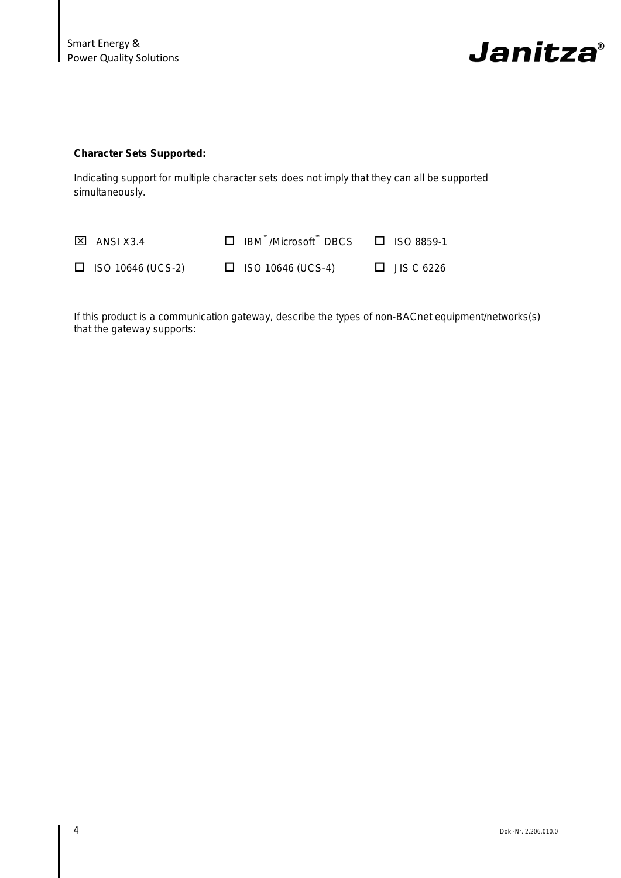**Character Sets Supported:**

Indicating support for multiple character sets does not imply that they can all be supported simultaneously.

| | | |
|---|---|---|
| ☒ ANSI X3.4 | ☐ IBM™/Microsoft™ DBCS | ☐ ISO 8859-1 |
| ☐ ISO 10646 (UCS-2) | ☐ ISO 10646 (UCS-4) | ☐ JIS C 6226 |

If this product is a communication gateway, describe the types of non-BACnet equipment/networks(s) that the gateway supports: